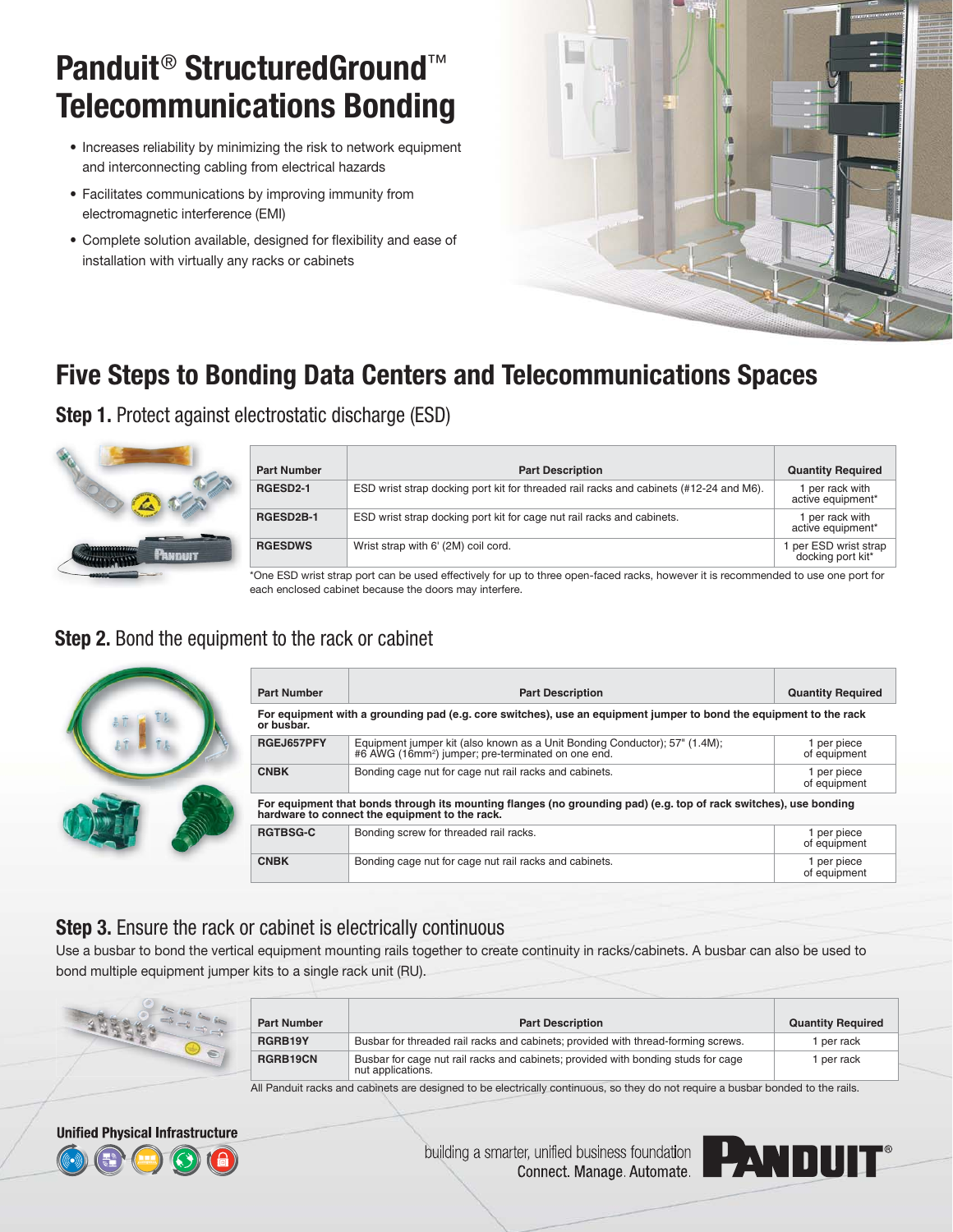# Panduit® StructuredGround™ Telecommunications Bonding

- Increases reliability by minimizing the risk to network equipment and interconnecting cabling from electrical hazards
- Facilitates communications by improving immunity from electromagnetic interference (EMI)
- Complete solution available, designed for flexibility and ease of installation with virtually any racks or cabinets

## Five Steps to Bonding Data Centers and Telecommunications Spaces

### **Step 1.** Protect against electrostatic discharge (ESD)

| Part Number | Part Description | Quantity Required |
|---|---|---|
| RGESD2-1 | ESD wrist strap docking port kit for threaded rail racks and cabinets (#12-24 and M6). | 1 per rack with active equipment* |
| RGESD2B-1 | ESD wrist strap docking port kit for cage nut rail racks and cabinets. | 1 per rack with active equipment* |
| RGESDWS | Wrist strap with 6' (2M) coil cord. | 1 per ESD wrist strap docking port kit* |

*One ESD wrist strap port can be used effectively for up to three open-faced racks, however it is recommended to use one port for each enclosed cabinet because the doors may interfere.

### **Step 2.** Bond the equipment to the rack or cabinet

| Part Number | Part Description | Quantity Required |
|---|---|---|
| **For equipment with a grounding pad (e.g. core switches), use an equipment jumper to bond the equipment to the rack or busbar.** | | |
| RGEJ657PFY | Equipment jumper kit (also known as a Unit Bonding Conductor); 57" (1.4M); #6 AWG (16mm²) jumper; pre-terminated on one end. | 1 per piece of equipment |
| CNBK | Bonding cage nut for cage nut rail racks and cabinets. | 1 per piece of equipment |
| **For equipment that bonds through its mounting flanges (no grounding pad) (e.g. top of rack switches), use bonding hardware to connect the equipment to the rack.** | | |
| RGTBSG-C | Bonding screw for threaded rail racks. | 1 per piece of equipment |
| CNBK | Bonding cage nut for cage nut rail racks and cabinets. | 1 per piece of equipment |

### **Step 3.** Ensure the rack or cabinet is electrically continuous

Use a busbar to bond the vertical equipment mounting rails together to create continuity in racks/cabinets. A busbar can also be used to bond multiple equipment jumper kits to a single rack unit (RU).

| Part Number | Part Description | Quantity Required |
|---|---|---|
| RGRB19Y | Busbar for threaded rail racks and cabinets; provided with thread-forming screws. | 1 per rack |
| RGRB19CN | Busbar for cage nut rail racks and cabinets; provided with bonding studs for cage nut applications. | 1 per rack |

All Panduit racks and cabinets are designed to be electrically continuous, so they do not require a busbar bonded to the rails.

**Unified Physical Infrastructure**

building a smarter, unified business foundation
Connect. Manage. Automate.

PANDUIT®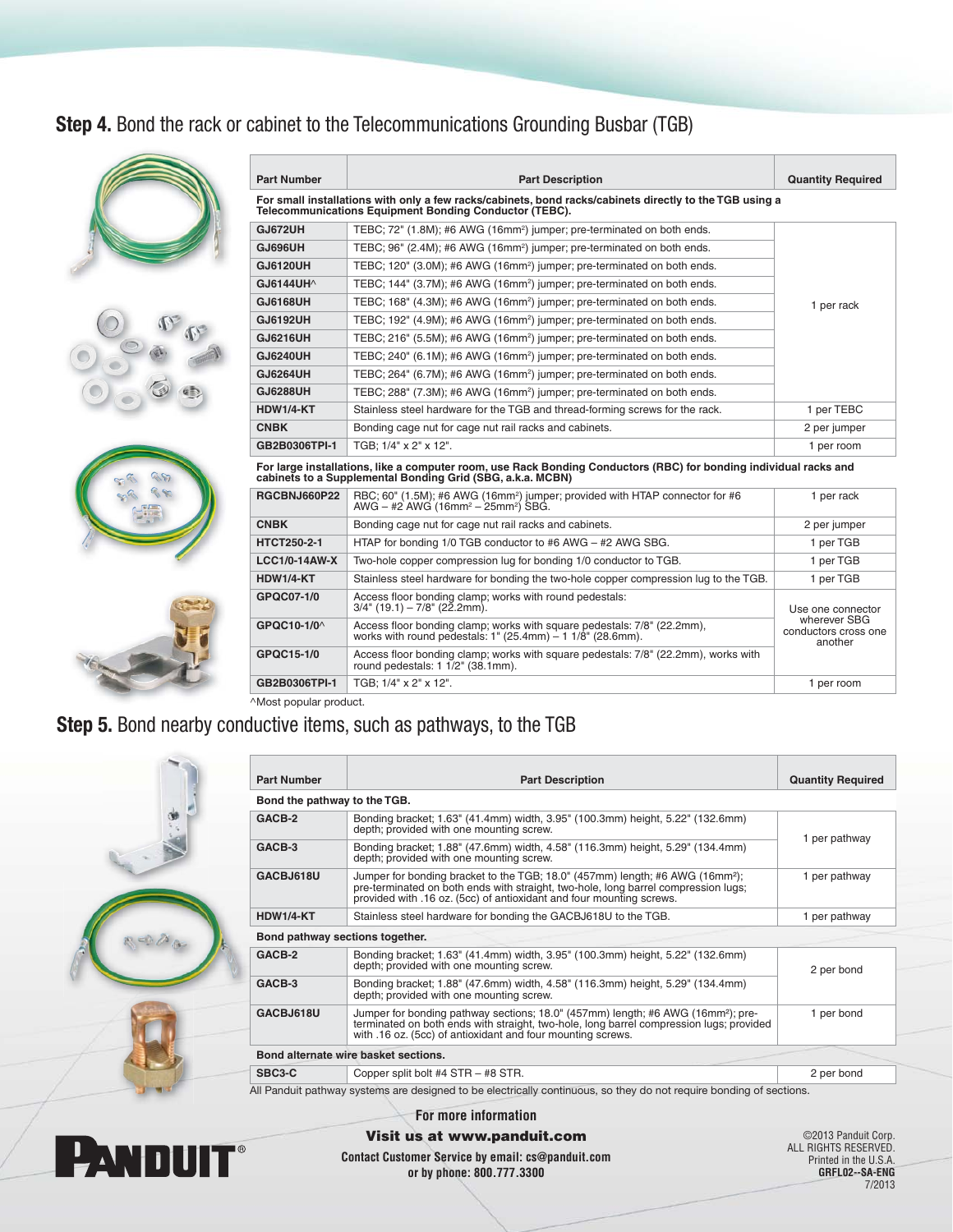## **Step 4.** Bond the rack or cabinet to the Telecommunications Grounding Busbar (TGB)

| Part Number | Part Description | Quantity Required |
|---|---|---|
| **For small installations with only a few racks/cabinets, bond racks/cabinets directly to the TGB using a Telecommunications Equipment Bonding Conductor (TEBC).** | | |
| **GJ672UH** | TEBC; 72" (1.8M); #6 AWG (16mm²) jumper; pre-terminated on both ends. | 1 per rack |
| **GJ696UH** | TEBC; 96" (2.4M); #6 AWG (16mm²) jumper; pre-terminated on both ends. | |
| **GJ6120UH** | TEBC; 120" (3.0M); #6 AWG (16mm²) jumper; pre-terminated on both ends. | |
| **GJ6144UH^** | TEBC; 144" (3.7M); #6 AWG (16mm²) jumper; pre-terminated on both ends. | |
| **GJ6168UH** | TEBC; 168" (4.3M); #6 AWG (16mm²) jumper; pre-terminated on both ends. | |
| **GJ6192UH** | TEBC; 192" (4.9M); #6 AWG (16mm²) jumper; pre-terminated on both ends. | |
| **GJ6216UH** | TEBC; 216" (5.5M); #6 AWG (16mm²) jumper; pre-terminated on both ends. | |
| **GJ6240UH** | TEBC; 240" (6.1M); #6 AWG (16mm²) jumper; pre-terminated on both ends. | |
| **GJ6264UH** | TEBC; 264" (6.7M); #6 AWG (16mm²) jumper; pre-terminated on both ends. | |
| **GJ6288UH** | TEBC; 288" (7.3M); #6 AWG (16mm²) jumper; pre-terminated on both ends. | |
| **HDW1/4-KT** | Stainless steel hardware for the TGB and thread-forming screws for the rack. | 1 per TEBC |
| **CNBK** | Bonding cage nut for cage nut rail racks and cabinets. | 2 per jumper |
| **GB2B0306TPI-1** | TGB; 1/4" x 2" x 12". | 1 per room |
| **For large installations, like a computer room, use Rack Bonding Conductors (RBC) for bonding individual racks and cabinets to a Supplemental Bonding Grid (SBG, a.k.a. MCBN)** | | |
| **RGCBNJ660P22** | RBC; 60" (1.5M); #6 AWG (16mm²) jumper; provided with HTAP connector for #6 AWG – #2 AWG (16mm² – 25mm²) SBG. | 1 per rack |
| **CNBK** | Bonding cage nut for cage nut rail racks and cabinets. | 2 per jumper |
| **HTCT250-2-1** | HTAP for bonding 1/0 TGB conductor to #6 AWG – #2 AWG SBG. | 1 per TGB |
| **LCC1/0-14AW-X** | Two-hole copper compression lug for bonding 1/0 conductor to TGB. | 1 per TGB |
| **HDW1/4-KT** | Stainless steel hardware for bonding the two-hole copper compression lug to the TGB. | 1 per TGB |
| **GPQC07-1/0** | Access floor bonding clamp; works with round pedestals: 3/4" (19.1) – 7/8" (22.2mm). | Use one connector wherever SBG conductors cross one another |
| **GPQC10-1/0^** | Access floor bonding clamp; works with square pedestals: 7/8" (22.2mm), works with round pedestals: 1" (25.4mm) – 1 1/8" (28.6mm). | |
| **GPQC15-1/0** | Access floor bonding clamp; works with square pedestals: 7/8" (22.2mm), works with round pedestals: 1 1/2" (38.1mm). | |
| **GB2B0306TPI-1** | TGB; 1/4" x 2" x 12". | 1 per room |

^Most popular product.

## **Step 5.** Bond nearby conductive items, such as pathways, to the TGB

| Part Number | Part Description | Quantity Required |
|---|---|---|
| **Bond the pathway to the TGB.** | | |
| **GACB-2** | Bonding bracket; 1.63" (41.4mm) width, 3.95" (100.3mm) height, 5.22" (132.6mm) depth; provided with one mounting screw. | 1 per pathway |
| **GACB-3** | Bonding bracket; 1.88" (47.6mm) width, 4.58" (116.3mm) height, 5.29" (134.4mm) depth; provided with one mounting screw. | |
| **GACBJ618U** | Jumper for bonding bracket to the TGB; 18.0" (457mm) length; #6 AWG (16mm²); pre-terminated on both ends with straight, two-hole, long barrel compression lugs; provided with .16 oz. (5cc) of antioxidant and four mounting screws. | 1 per pathway |
| **HDW1/4-KT** | Stainless steel hardware for bonding the GACBJ618U to the TGB. | 1 per pathway |
| **Bond pathway sections together.** | | |
| **GACB-2** | Bonding bracket; 1.63" (41.4mm) width, 3.95" (100.3mm) height, 5.22" (132.6mm) depth; provided with one mounting screw. | 2 per bond |
| **GACB-3** | Bonding bracket; 1.88" (47.6mm) width, 4.58" (116.3mm) height, 5.29" (134.4mm) depth; provided with one mounting screw. | |
| **GACBJ618U** | Jumper for bonding pathway sections; 18.0" (457mm) length; #6 AWG (16mm²); pre-terminated on both ends with straight, two-hole, long barrel compression lugs; provided with .16 oz. (5cc) of antioxidant and four mounting screws. | 1 per bond |
| **Bond alternate wire basket sections.** | | |
| **SBC3-C** | Copper split bolt #4 STR – #8 STR. | 2 per bond |

All Panduit pathway systems are designed to be electrically continuous, so they do not require bonding of sections.

**For more information**

**Visit us at www.panduit.com**

**Contact Customer Service by email: cs@panduit.com**
**or by phone: 800.777.3300**

PANDUIT®

©2013 Panduit Corp.
ALL RIGHTS RESERVED.
Printed in the U.S.A.
**GRFL02--SA-ENG**
7/2013